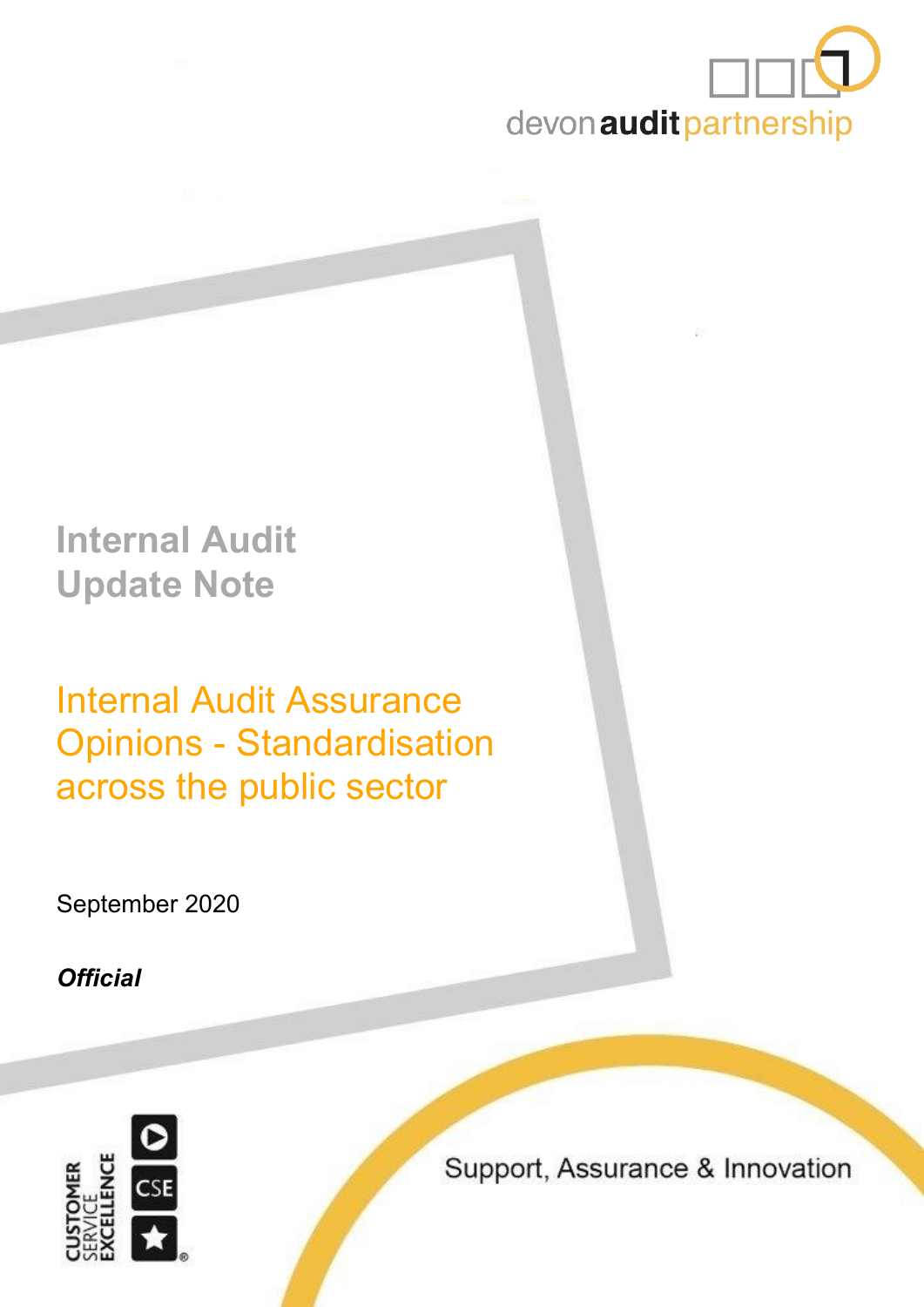devon audit partnership

# Internal Audit Update Note

## Internal Audit Assurance Opinions - Standardisation across the public sector

September 2020

***Official***

Support, Assurance & Innovation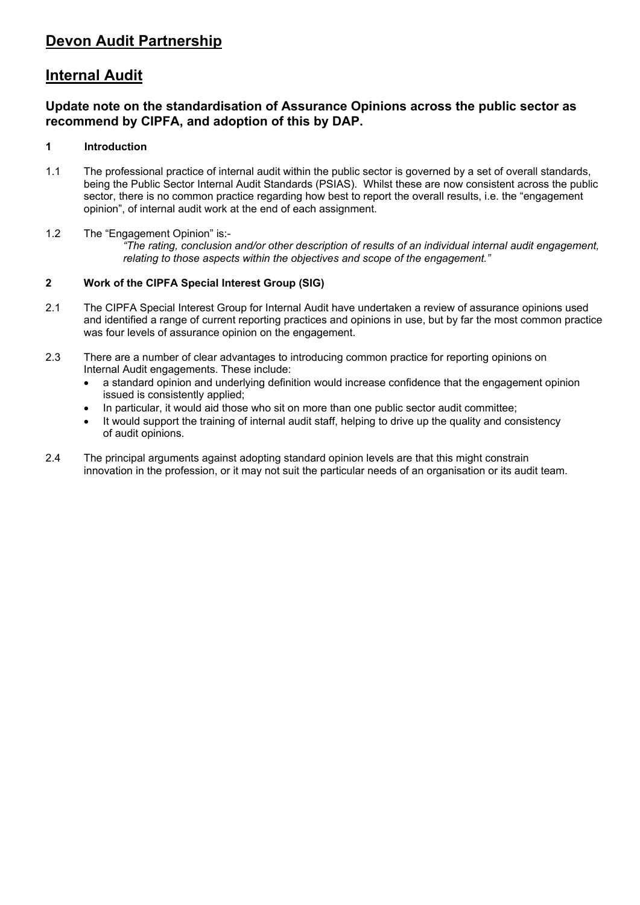# Devon Audit Partnership

# Internal Audit

### Update note on the standardisation of Assurance Opinions across the public sector as recommend by CIPFA, and adoption of this by DAP.

**1 Introduction**

1.1 The professional practice of internal audit within the public sector is governed by a set of overall standards, being the Public Sector Internal Audit Standards (PSIAS). Whilst these are now consistent across the public sector, there is no common practice regarding how best to report the overall results, i.e. the "engagement opinion", of internal audit work at the end of each assignment.

1.2 The "Engagement Opinion" is:-

*"The rating, conclusion and/or other description of results of an individual internal audit engagement, relating to those aspects within the objectives and scope of the engagement."*

**2 Work of the CIPFA Special Interest Group (SIG)**

2.1 The CIPFA Special Interest Group for Internal Audit have undertaken a review of assurance opinions used and identified a range of current reporting practices and opinions in use, but by far the most common practice was four levels of assurance opinion on the engagement.

2.3 There are a number of clear advantages to introducing common practice for reporting opinions on Internal Audit engagements. These include:

- a standard opinion and underlying definition would increase confidence that the engagement opinion issued is consistently applied;
- In particular, it would aid those who sit on more than one public sector audit committee;
- It would support the training of internal audit staff, helping to drive up the quality and consistency of audit opinions.

2.4 The principal arguments against adopting standard opinion levels are that this might constrain innovation in the profession, or it may not suit the particular needs of an organisation or its audit team.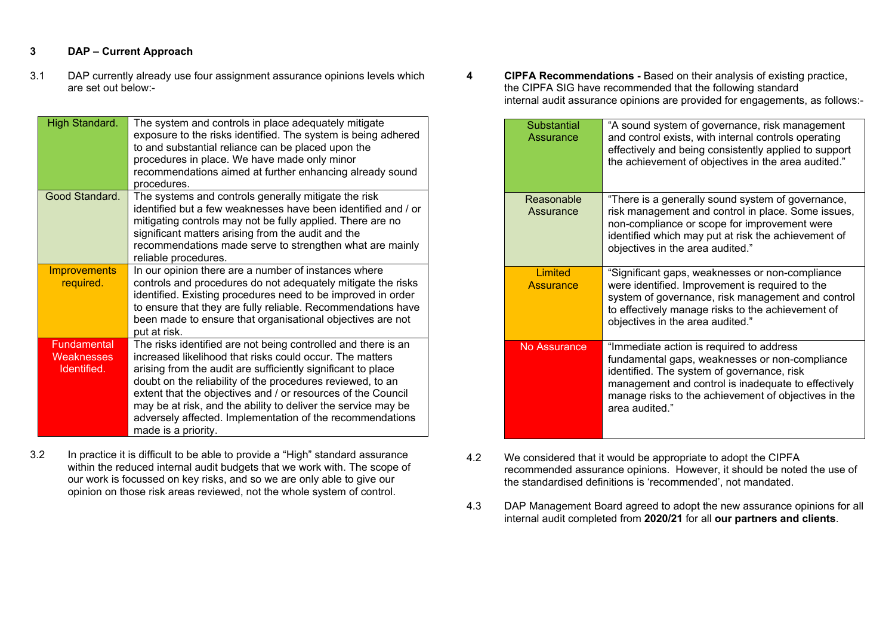## 3 DAP – Current Approach

3.1 DAP currently already use four assignment assurance opinions levels which are set out below:-

| | |
|---|---|
| High Standard. | The system and controls in place adequately mitigate exposure to the risks identified. The system is being adhered to and substantial reliance can be placed upon the procedures in place. We have made only minor recommendations aimed at further enhancing already sound procedures. |
| Good Standard. | The systems and controls generally mitigate the risk identified but a few weaknesses have been identified and / or mitigating controls may not be fully applied. There are no significant matters arising from the audit and the recommendations made serve to strengthen what are mainly reliable procedures. |
| Improvements required. | In our opinion there are a number of instances where controls and procedures do not adequately mitigate the risks identified. Existing procedures need to be improved in order to ensure that they are fully reliable. Recommendations have been made to ensure that organisational objectives are not put at risk. |
| Fundamental Weaknesses Identified. | The risks identified are not being controlled and there is an increased likelihood that risks could occur. The matters arising from the audit are sufficiently significant to place doubt on the reliability of the procedures reviewed, to an extent that the objectives and / or resources of the Council may be at risk, and the ability to deliver the service may be adversely affected. Implementation of the recommendations made is a priority. |

3.2 In practice it is difficult to be able to provide a "High" standard assurance within the reduced internal audit budgets that we work with. The scope of our work is focussed on key risks, and so we are only able to give our opinion on those risk areas reviewed, not the whole system of control.

## 4 CIPFA Recommendations

**CIPFA Recommendations -** Based on their analysis of existing practice, the CIPFA SIG have recommended that the following standard internal audit assurance opinions are provided for engagements, as follows:-

| | |
|---|---|
| Substantial Assurance | "A sound system of governance, risk management and control exists, with internal controls operating effectively and being consistently applied to support the achievement of objectives in the area audited." |
| Reasonable Assurance | "There is a generally sound system of governance, risk management and control in place. Some issues, non-compliance or scope for improvement were identified which may put at risk the achievement of objectives in the area audited." |
| Limited Assurance | "Significant gaps, weaknesses or non-compliance were identified. Improvement is required to the system of governance, risk management and control to effectively manage risks to the achievement of objectives in the area audited." |
| No Assurance | "Immediate action is required to address fundamental gaps, weaknesses or non-compliance identified. The system of governance, risk management and control is inadequate to effectively manage risks to the achievement of objectives in the area audited." |

4.2 We considered that it would be appropriate to adopt the CIPFA recommended assurance opinions. However, it should be noted the use of the standardised definitions is 'recommended', not mandated.

4.3 DAP Management Board agreed to adopt the new assurance opinions for all internal audit completed from **2020/21** for all **our partners and clients**.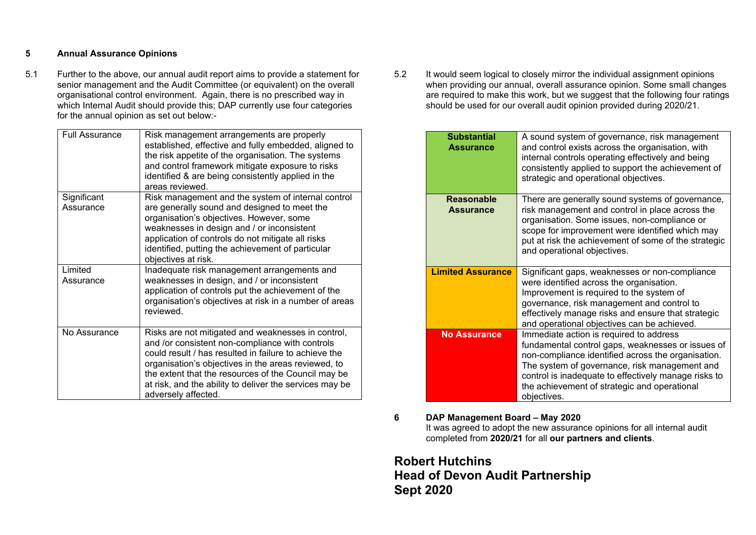## 5 Annual Assurance Opinions

5.1 Further to the above, our annual audit report aims to provide a statement for senior management and the Audit Committee (or equivalent) on the overall organisational control environment. Again, there is no prescribed way in which Internal Audit should provide this; DAP currently use four categories for the annual opinion as set out below:-

| | |
|---|---|
| Full Assurance | Risk management arrangements are properly established, effective and fully embedded, aligned to the risk appetite of the organisation. The systems and control framework mitigate exposure to risks identified & are being consistently applied in the areas reviewed. |
| Significant Assurance | Risk management and the system of internal control are generally sound and designed to meet the organisation's objectives. However, some weaknesses in design and / or inconsistent application of controls do not mitigate all risks identified, putting the achievement of particular objectives at risk. |
| Limited Assurance | Inadequate risk management arrangements and weaknesses in design, and / or inconsistent application of controls put the achievement of the organisation's objectives at risk in a number of areas reviewed. |
| No Assurance | Risks are not mitigated and weaknesses in control, and /or consistent non-compliance with controls could result / has resulted in failure to achieve the organisation's objectives in the areas reviewed, to the extent that the resources of the Council may be at risk, and the ability to deliver the services may be adversely affected. |

5.2 It would seem logical to closely mirror the individual assignment opinions when providing our annual, overall assurance opinion. Some small changes are required to make this work, but we suggest that the following four ratings should be used for our overall audit opinion provided during 2020/21.

| | |
|---|---|
| **Substantial Assurance** | A sound system of governance, risk management and control exists across the organisation, with internal controls operating effectively and being consistently applied to support the achievement of strategic and operational objectives. |
| **Reasonable Assurance** | There are generally sound systems of governance, risk management and control in place across the organisation. Some issues, non-compliance or scope for improvement were identified which may put at risk the achievement of some of the strategic and operational objectives. |
| **Limited Assurance** | Significant gaps, weaknesses or non-compliance were identified across the organisation. Improvement is required to the system of governance, risk management and control to effectively manage risks and ensure that strategic and operational objectives can be achieved. |
| **No Assurance** | Immediate action is required to address fundamental control gaps, weaknesses or issues of non-compliance identified across the organisation. The system of governance, risk management and control is inadequate to effectively manage risks to the achievement of strategic and operational objectives. |

## 6 DAP Management Board – May 2020

It was agreed to adopt the new assurance opinions for all internal audit completed from **2020/21** for all **our partners and clients**.

**Robert Hutchins**
**Head of Devon Audit Partnership**
**Sept 2020**